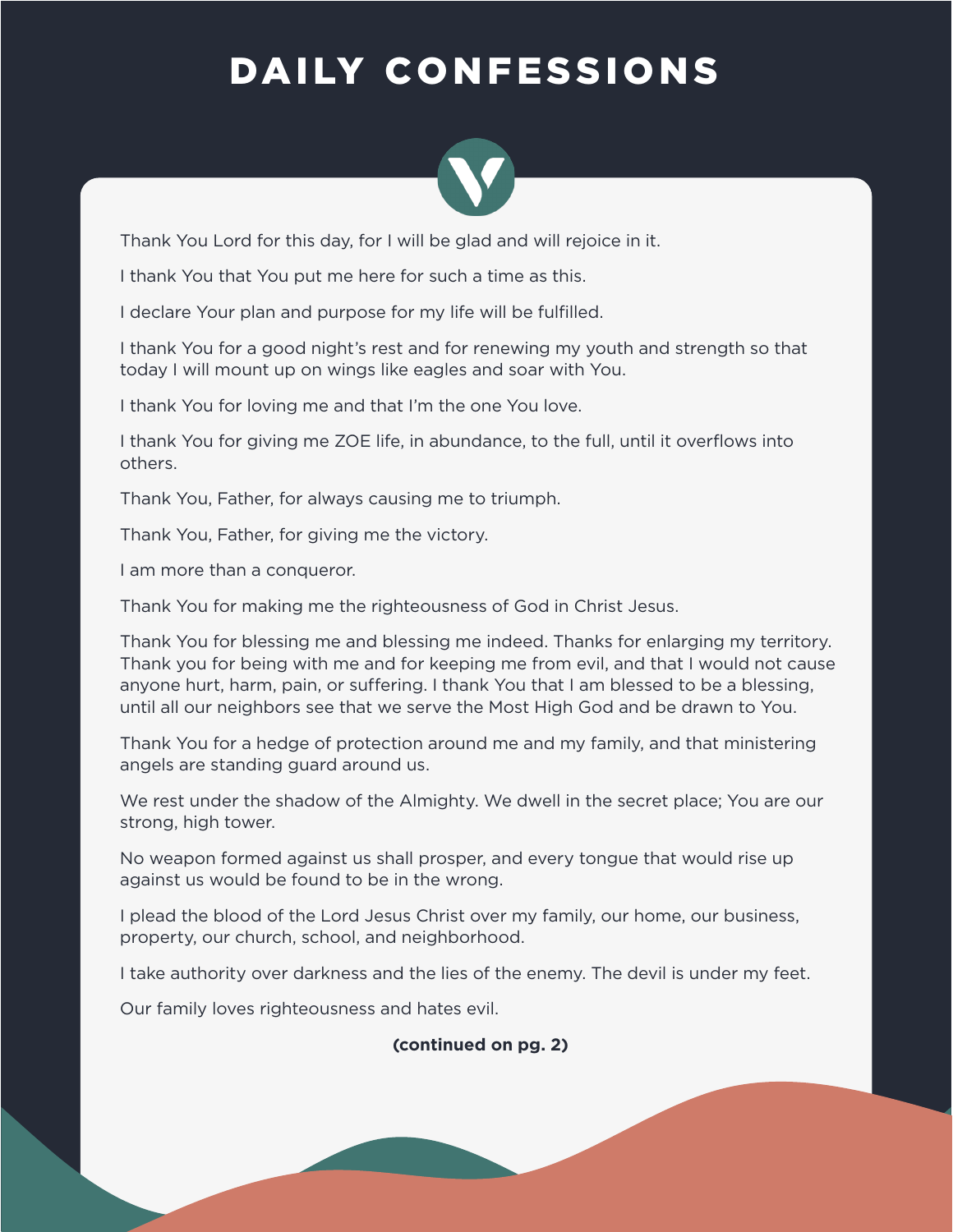# DAILY CONFESSIONS

Thank You Lord for this day, for I will be glad and will rejoice in it.

I thank You that You put me here for such a time as this.

I declare Your plan and purpose for my life will be fulfilled.

I thank You for a good night's rest and for renewing my youth and strength so that today I will mount up on wings like eagles and soar with You.

I thank You for loving me and that I'm the one You love.

I thank You for giving me ZOE life, in abundance, to the full, until it overflows into others.

Thank You, Father, for always causing me to triumph.

Thank You, Father, for giving me the victory.

I am more than a conqueror.

Thank You for making me the righteousness of God in Christ Jesus.

Thank You for blessing me and blessing me indeed. Thanks for enlarging my territory. Thank you for being with me and for keeping me from evil, and that I would not cause anyone hurt, harm, pain, or suffering. I thank You that I am blessed to be a blessing, until all our neighbors see that we serve the Most High God and be drawn to You.

Thank You for a hedge of protection around me and my family, and that ministering angels are standing guard around us.

We rest under the shadow of the Almighty. We dwell in the secret place; You are our strong, high tower.

No weapon formed against us shall prosper, and every tongue that would rise up against us would be found to be in the wrong.

I plead the blood of the Lord Jesus Christ over my family, our home, our business, property, our church, school, and neighborhood.

I take authority over darkness and the lies of the enemy. The devil is under my feet.

Our family loves righteousness and hates evil.

**(continued on pg. 2)**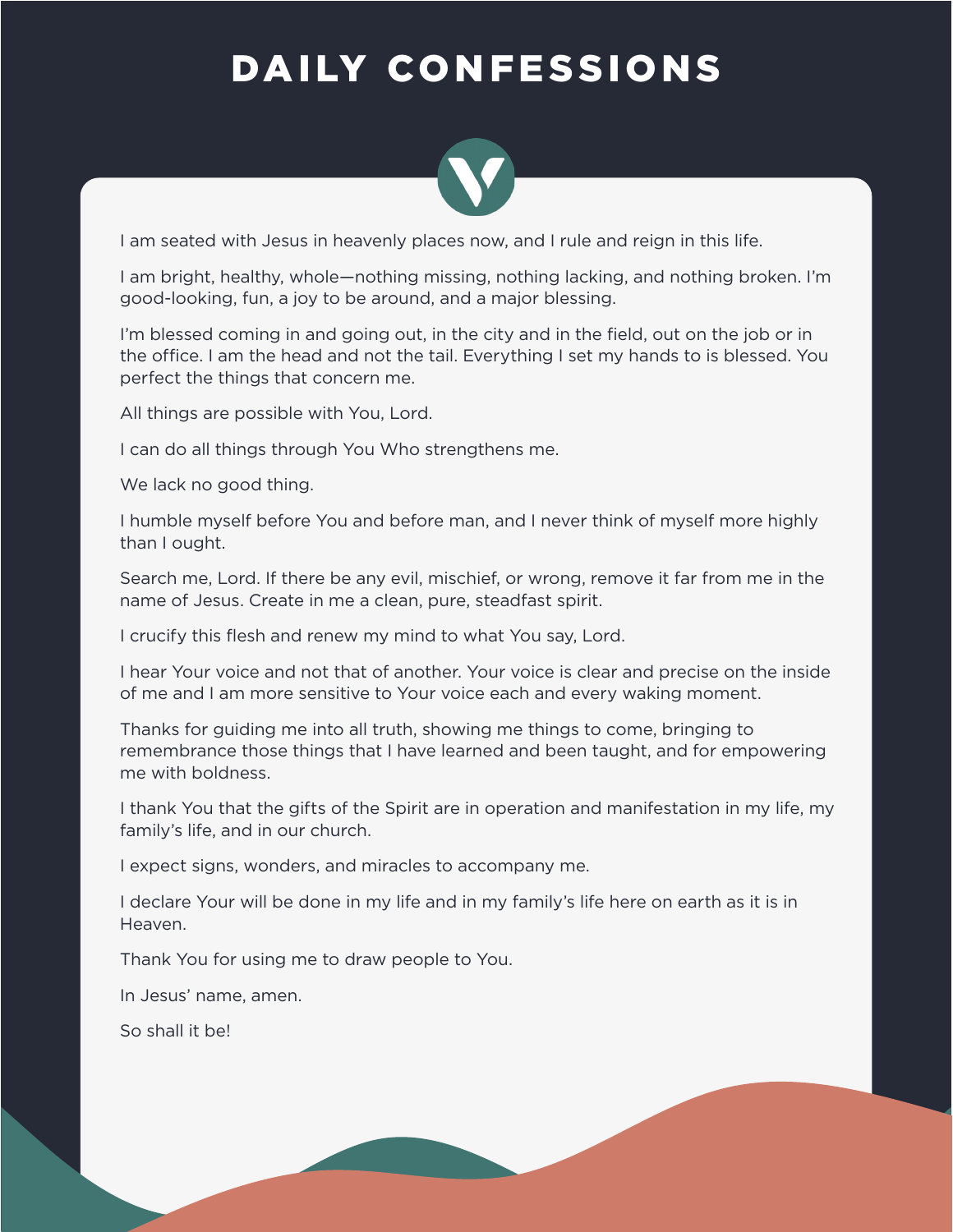# DAILY CONFESSIONS

I am seated with Jesus in heavenly places now, and I rule and reign in this life.

I am bright, healthy, whole—nothing missing, nothing lacking, and nothing broken. I'm good-looking, fun, a joy to be around, and a major blessing.

I'm blessed coming in and going out, in the city and in the field, out on the job or in the office. I am the head and not the tail. Everything I set my hands to is blessed. You perfect the things that concern me.

All things are possible with You, Lord.

I can do all things through You Who strengthens me.

We lack no good thing.

I humble myself before You and before man, and I never think of myself more highly than I ought.

Search me, Lord. If there be any evil, mischief, or wrong, remove it far from me in the name of Jesus. Create in me a clean, pure, steadfast spirit.

I crucify this flesh and renew my mind to what You say, Lord.

I hear Your voice and not that of another. Your voice is clear and precise on the inside of me and I am more sensitive to Your voice each and every waking moment.

Thanks for guiding me into all truth, showing me things to come, bringing to remembrance those things that I have learned and been taught, and for empowering me with boldness.

I thank You that the gifts of the Spirit are in operation and manifestation in my life, my family's life, and in our church.

I expect signs, wonders, and miracles to accompany me.

I declare Your will be done in my life and in my family's life here on earth as it is in Heaven.

Thank You for using me to draw people to You.

In Jesus' name, amen.

So shall it be!